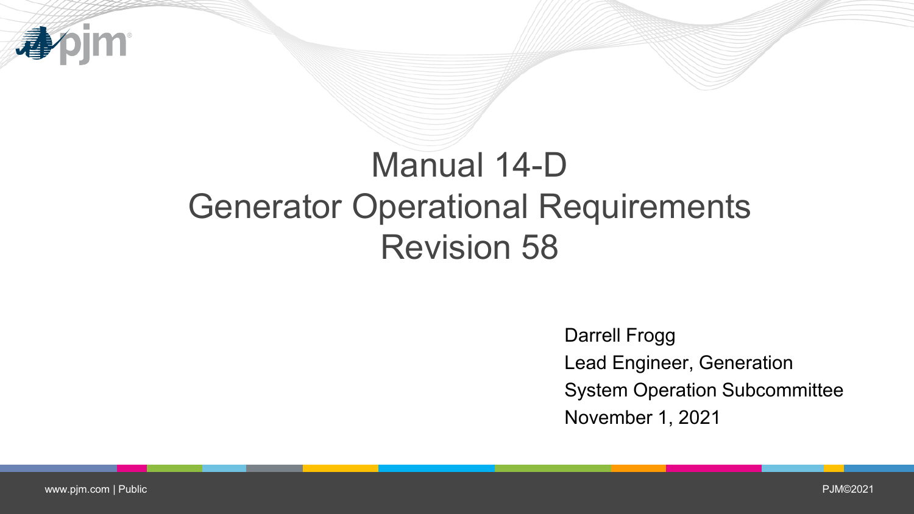# Manual 14-D
# Generator Operational Requirements
# Revision 58

Darrell Frogg
Lead Engineer, Generation
System Operation Subcommittee
November 1, 2021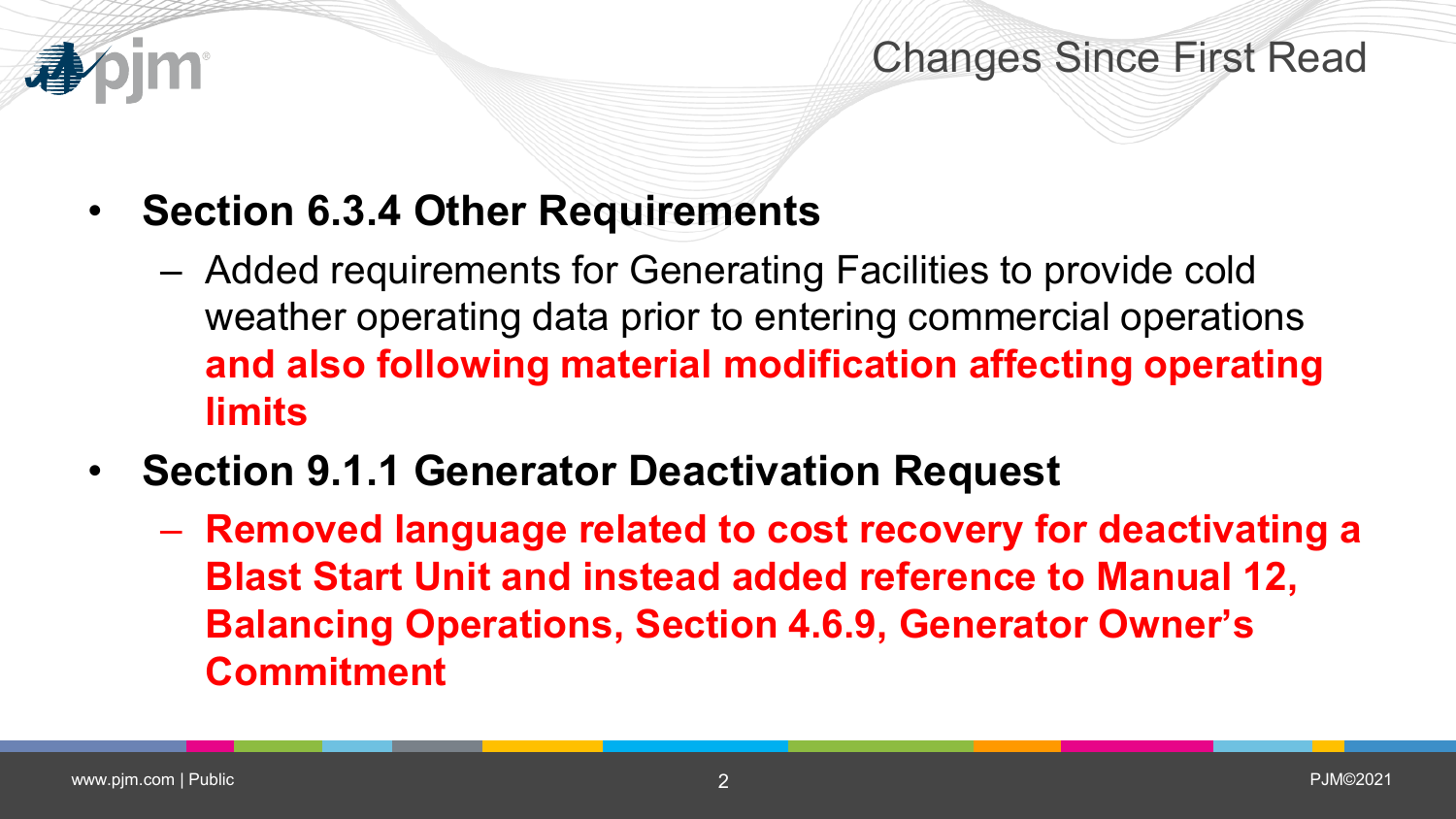# Changes Since First Read

- **Section 6.3.4 Other Requirements**
  - Added requirements for Generating Facilities to provide cold weather operating data prior to entering commercial operations **and also following material modification affecting operating limits**
- **Section 9.1.1 Generator Deactivation Request**
  - **Removed language related to cost recovery for deactivating a Blast Start Unit and instead added reference to Manual 12, Balancing Operations, Section 4.6.9, Generator Owner's Commitment**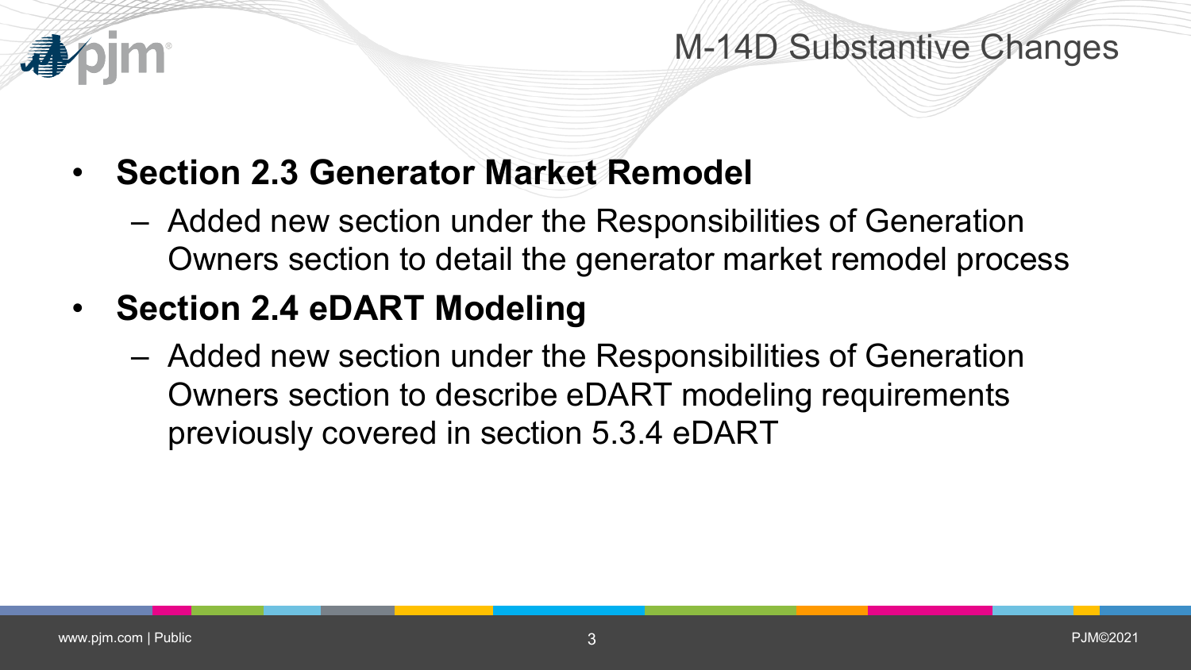# M-14D Substantive Changes

- **Section 2.3 Generator Market Remodel**
  - Added new section under the Responsibilities of Generation Owners section to detail the generator market remodel process
- **Section 2.4 eDART Modeling**
  - Added new section under the Responsibilities of Generation Owners section to describe eDART modeling requirements previously covered in section 5.3.4 eDART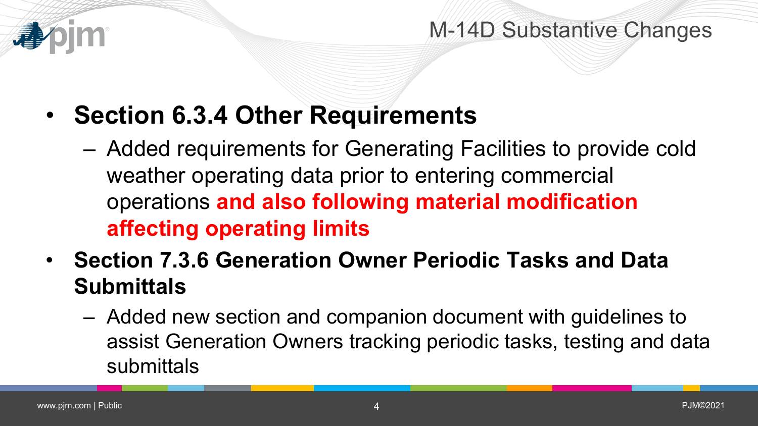# M-14D Substantive Changes

- **Section 6.3.4 Other Requirements**
  - Added requirements for Generating Facilities to provide cold weather operating data prior to entering commercial operations **and also following material modification affecting operating limits**
- **Section 7.3.6 Generation Owner Periodic Tasks and Data Submittals**
  - Added new section and companion document with guidelines to assist Generation Owners tracking periodic tasks, testing and data submittals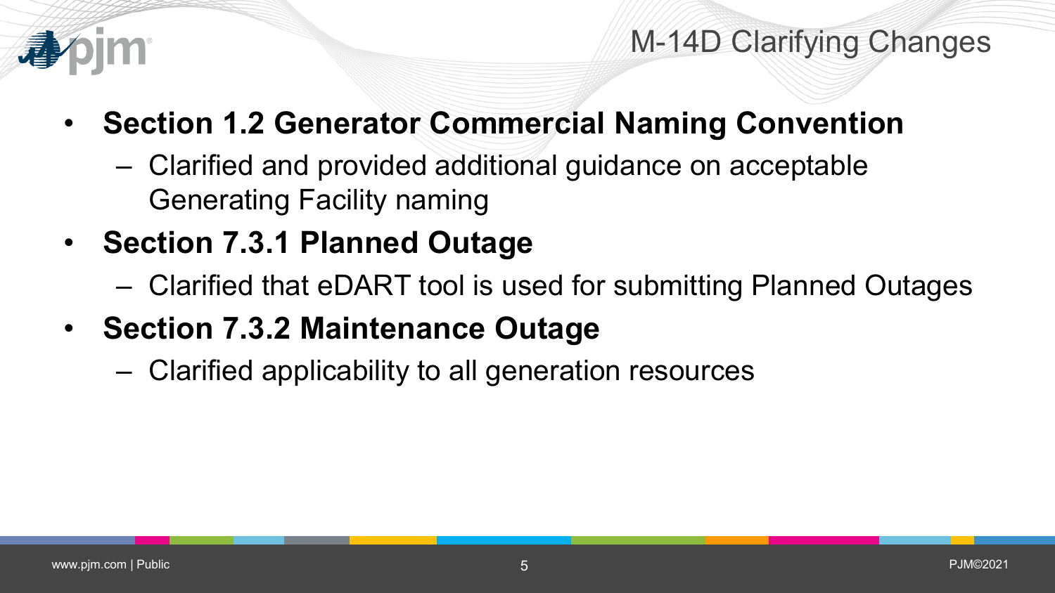# M-14D Clarifying Changes

- **Section 1.2 Generator Commercial Naming Convention**
  - Clarified and provided additional guidance on acceptable Generating Facility naming
- **Section 7.3.1 Planned Outage**
  - Clarified that eDART tool is used for submitting Planned Outages
- **Section 7.3.2 Maintenance Outage**
  - Clarified applicability to all generation resources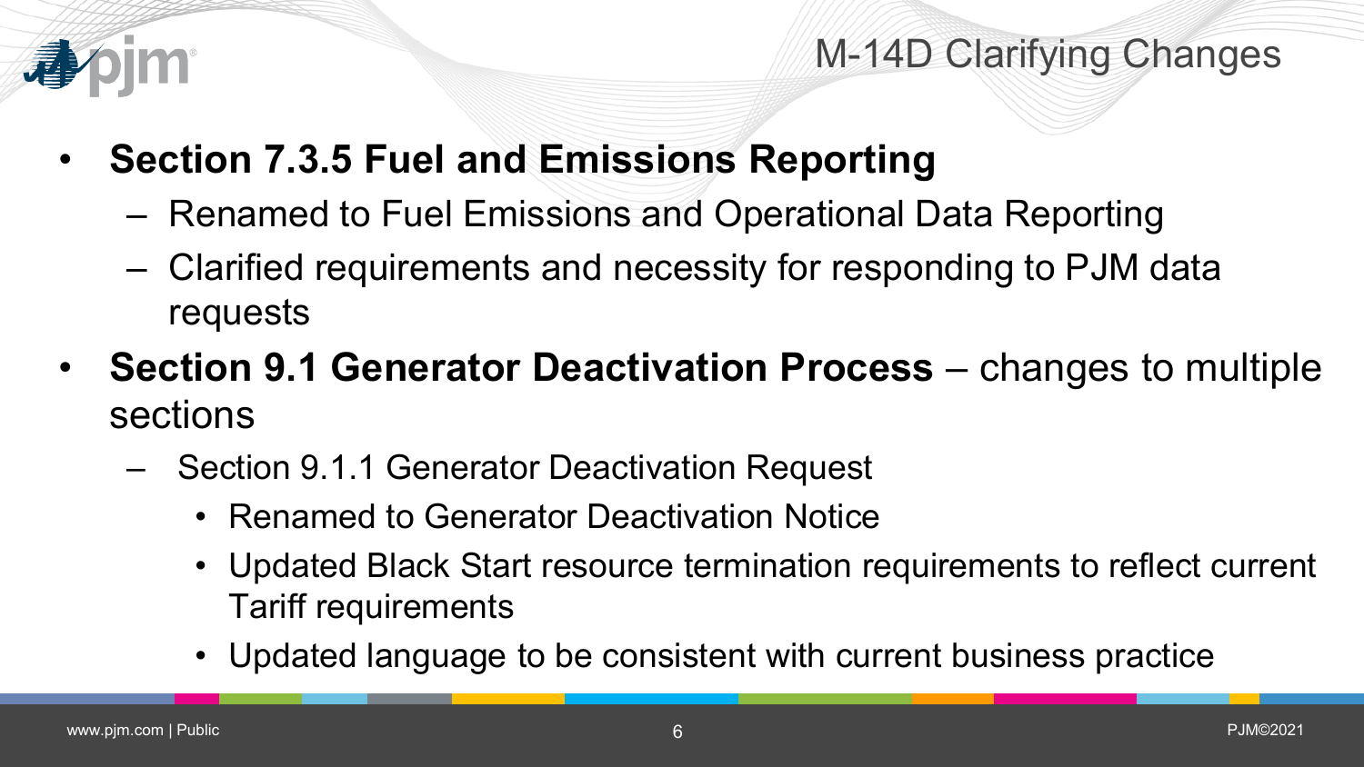# M-14D Clarifying Changes

- **Section 7.3.5 Fuel and Emissions Reporting**
  - Renamed to Fuel Emissions and Operational Data Reporting
  - Clarified requirements and necessity for responding to PJM data requests
- **Section 9.1 Generator Deactivation Process** – changes to multiple sections
  - Section 9.1.1 Generator Deactivation Request
    - Renamed to Generator Deactivation Notice
    - Updated Black Start resource termination requirements to reflect current Tariff requirements
    - Updated language to be consistent with current business practice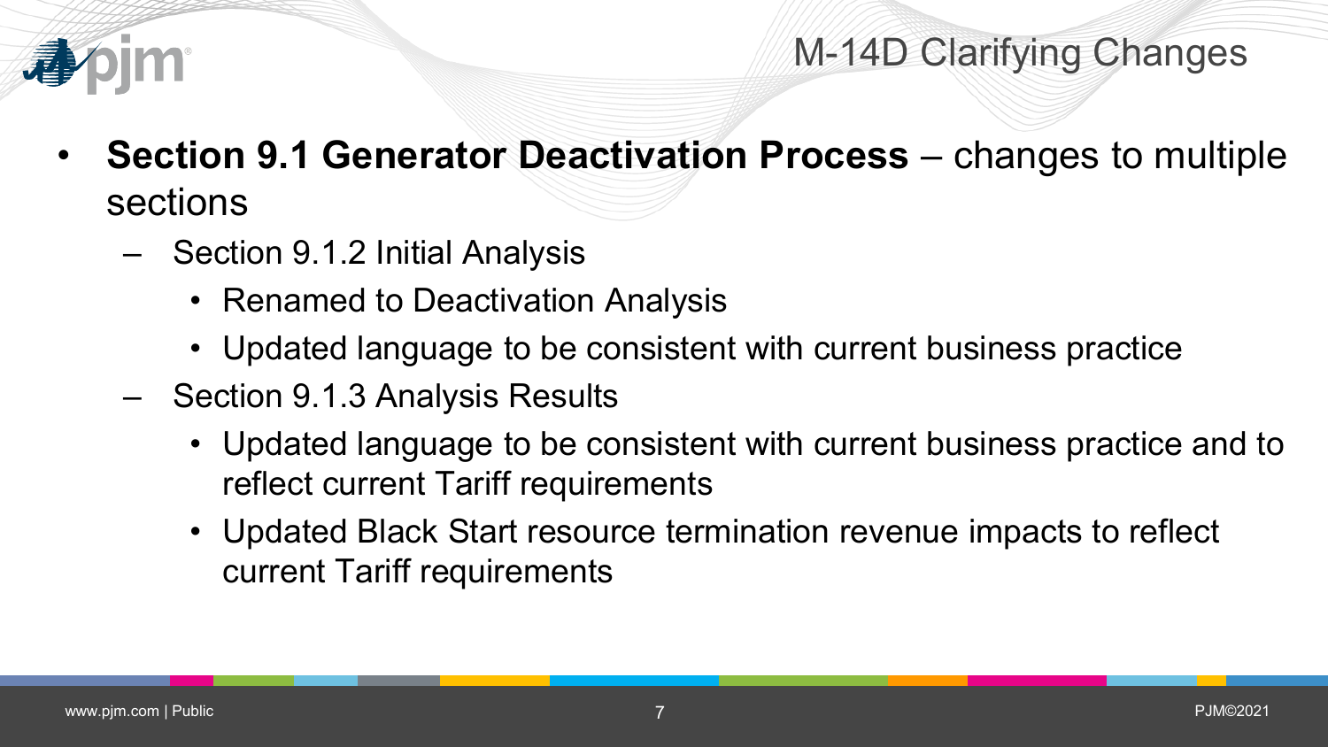# M-14D Clarifying Changes

- **Section 9.1 Generator Deactivation Process** – changes to multiple sections
  - Section 9.1.2 Initial Analysis
    - Renamed to Deactivation Analysis
    - Updated language to be consistent with current business practice
  - Section 9.1.3 Analysis Results
    - Updated language to be consistent with current business practice and to reflect current Tariff requirements
    - Updated Black Start resource termination revenue impacts to reflect current Tariff requirements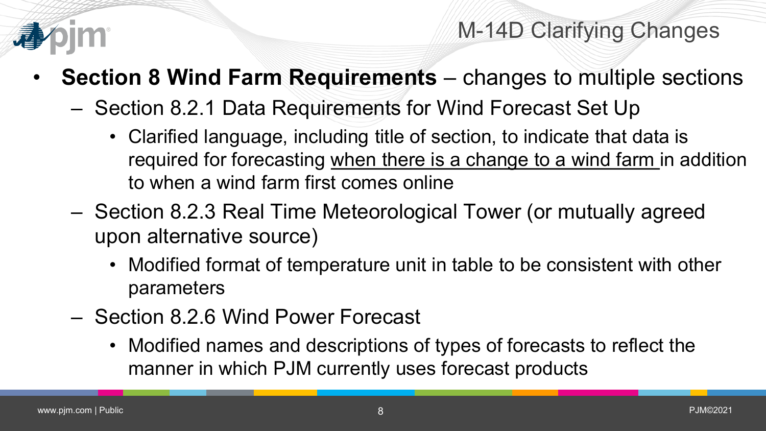# M-14D Clarifying Changes

- **Section 8 Wind Farm Requirements** – changes to multiple sections
  - Section 8.2.1 Data Requirements for Wind Forecast Set Up
    - Clarified language, including title of section, to indicate that data is required for forecasting <u>when there is a change to a wind farm</u> in addition to when a wind farm first comes online
  - Section 8.2.3 Real Time Meteorological Tower (or mutually agreed upon alternative source)
    - Modified format of temperature unit in table to be consistent with other parameters
  - Section 8.2.6 Wind Power Forecast
    - Modified names and descriptions of types of forecasts to reflect the manner in which PJM currently uses forecast products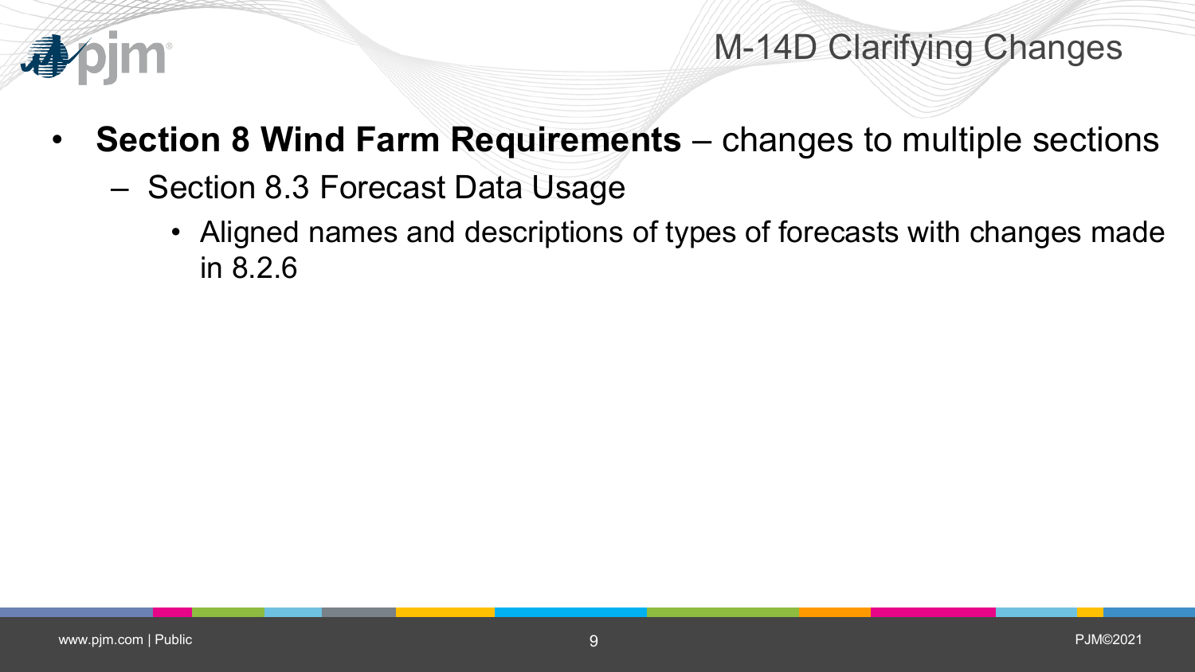# M-14D Clarifying Changes

- **Section 8 Wind Farm Requirements** – changes to multiple sections
  - Section 8.3 Forecast Data Usage
    - Aligned names and descriptions of types of forecasts with changes made in 8.2.6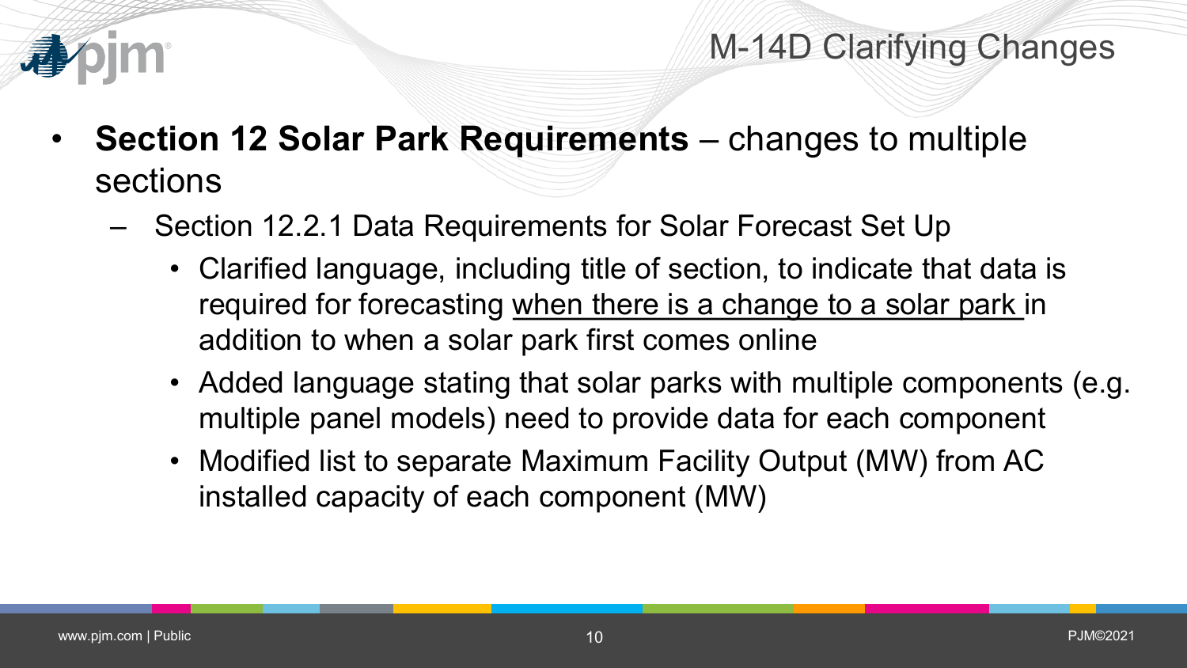# M-14D Clarifying Changes

- **Section 12 Solar Park Requirements** – changes to multiple sections
  - Section 12.2.1 Data Requirements for Solar Forecast Set Up
    - Clarified language, including title of section, to indicate that data is required for forecasting <u>when there is a change to a solar park</u> in addition to when a solar park first comes online
    - Added language stating that solar parks with multiple components (e.g. multiple panel models) need to provide data for each component
    - Modified list to separate Maximum Facility Output (MW) from AC installed capacity of each component (MW)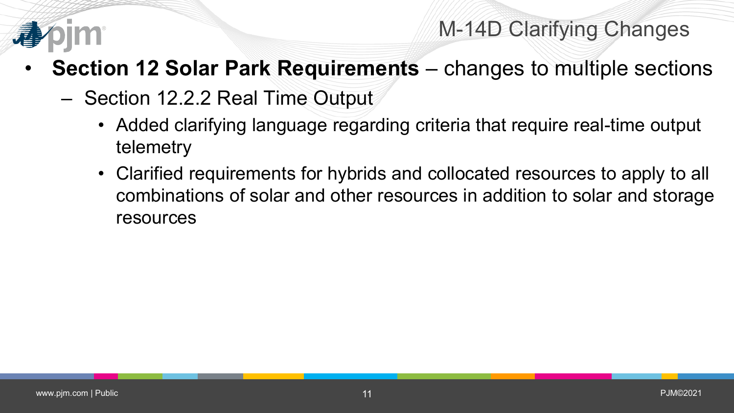# M-14D Clarifying Changes

- **Section 12 Solar Park Requirements** – changes to multiple sections
  - Section 12.2.2 Real Time Output
    - Added clarifying language regarding criteria that require real-time output telemetry
    - Clarified requirements for hybrids and collocated resources to apply to all combinations of solar and other resources in addition to solar and storage resources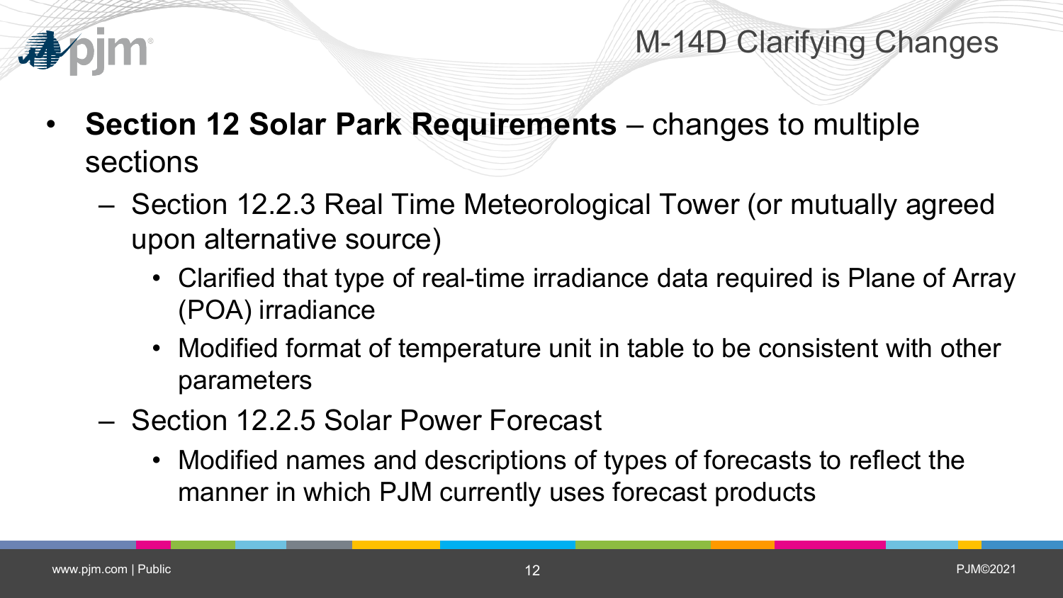## M-14D Clarifying Changes

- **Section 12 Solar Park Requirements** – changes to multiple sections
  - Section 12.2.3 Real Time Meteorological Tower (or mutually agreed upon alternative source)
    - Clarified that type of real-time irradiance data required is Plane of Array (POA) irradiance
    - Modified format of temperature unit in table to be consistent with other parameters
  - Section 12.2.5 Solar Power Forecast
    - Modified names and descriptions of types of forecasts to reflect the manner in which PJM currently uses forecast products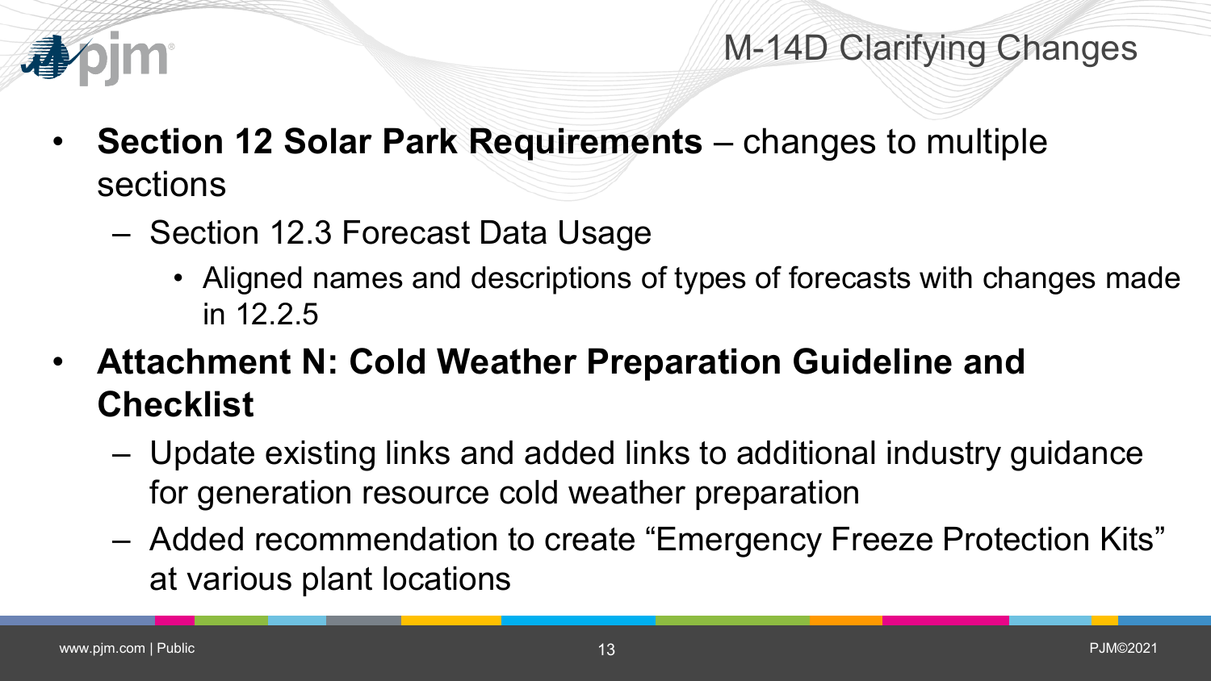# M-14D Clarifying Changes

- **Section 12 Solar Park Requirements** – changes to multiple sections
  - Section 12.3 Forecast Data Usage
    - Aligned names and descriptions of types of forecasts with changes made in 12.2.5
- **Attachment N: Cold Weather Preparation Guideline and Checklist**
  - Update existing links and added links to additional industry guidance for generation resource cold weather preparation
  - Added recommendation to create "Emergency Freeze Protection Kits" at various plant locations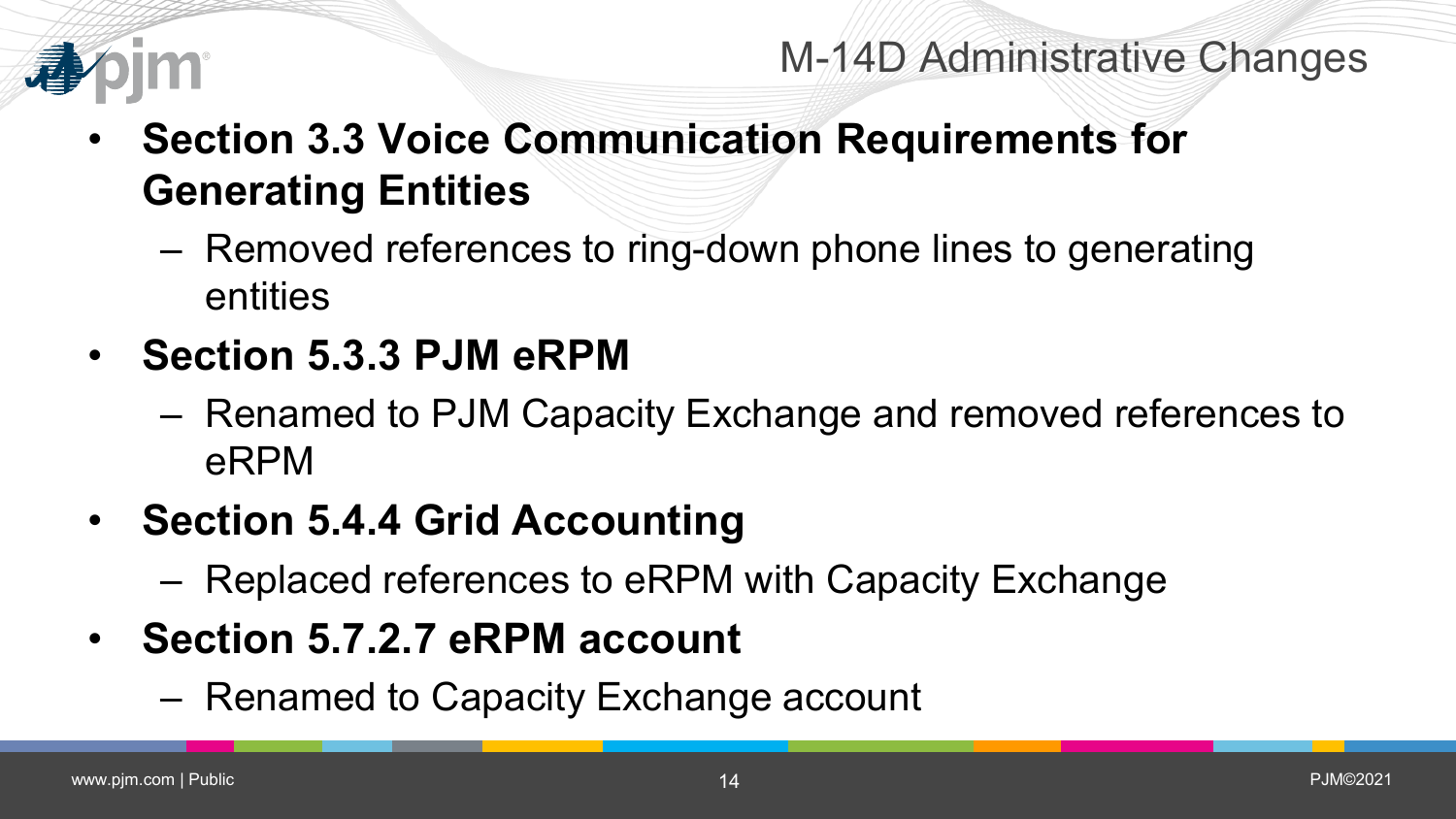# M-14D Administrative Changes

- **Section 3.3 Voice Communication Requirements for Generating Entities**
  - Removed references to ring-down phone lines to generating entities
- **Section 5.3.3 PJM eRPM**
  - Renamed to PJM Capacity Exchange and removed references to eRPM
- **Section 5.4.4 Grid Accounting**
  - Replaced references to eRPM with Capacity Exchange
- **Section 5.7.2.7 eRPM account**
  - Renamed to Capacity Exchange account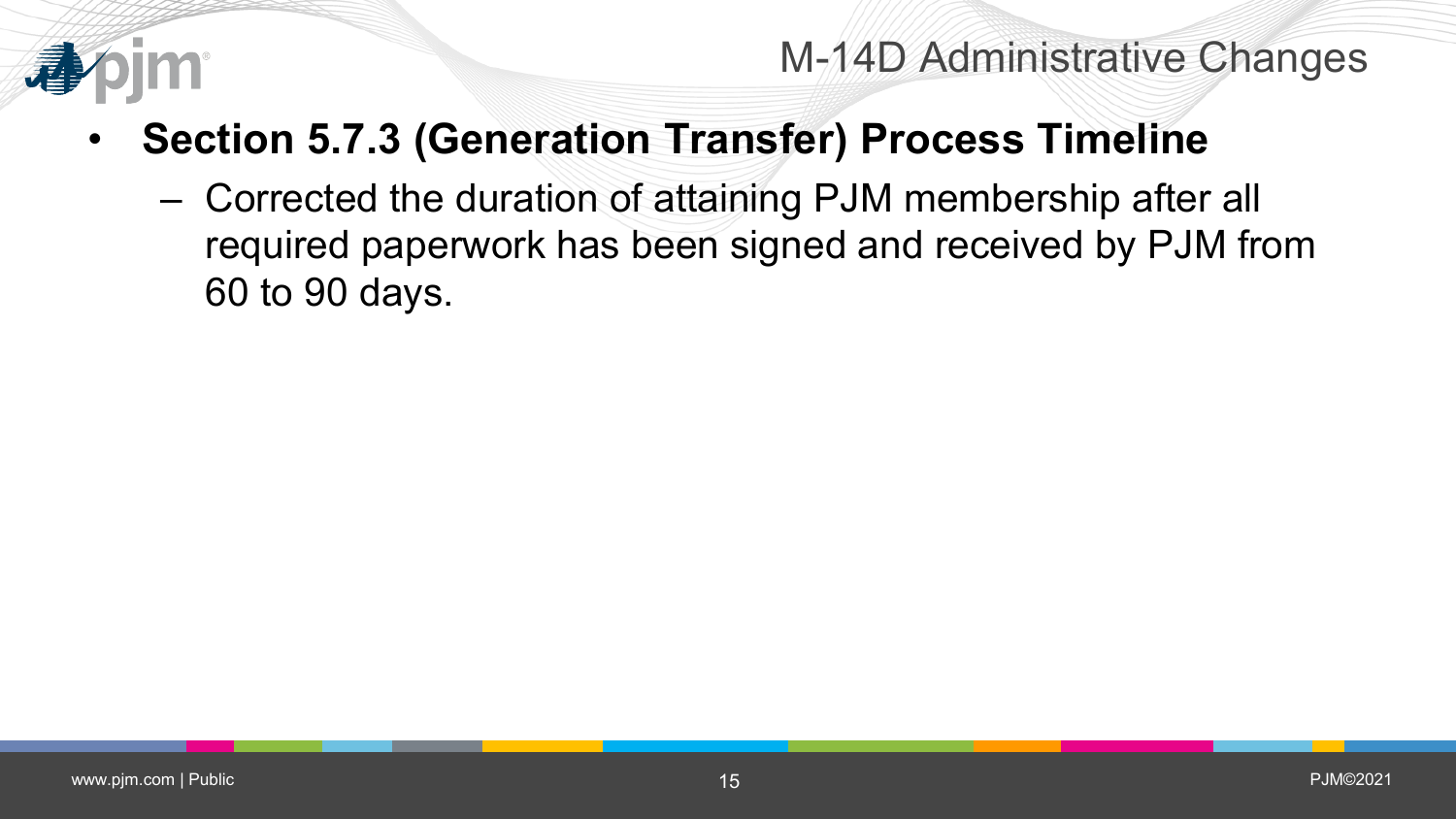# M-14D Administrative Changes

- **Section 5.7.3 (Generation Transfer) Process Timeline**
  - Corrected the duration of attaining PJM membership after all required paperwork has been signed and received by PJM from 60 to 90 days.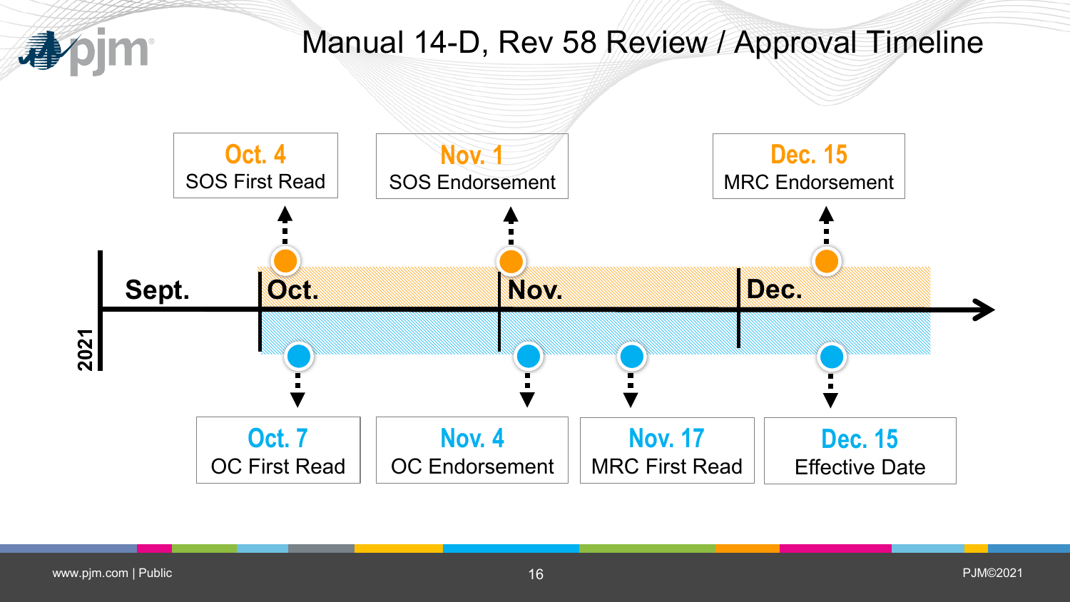# Manual 14-D, Rev 58 Review / Approval Timeline

**2021**

Sept. | Oct. | Nov. | Dec.

**Oct. 4**
SOS First Read

**Oct. 7**
OC First Read

**Nov. 1**
SOS Endorsement

**Nov. 4**
OC Endorsement

**Nov. 17**
MRC First Read

**Dec. 15**
MRC Endorsement

**Dec. 15**
Effective Date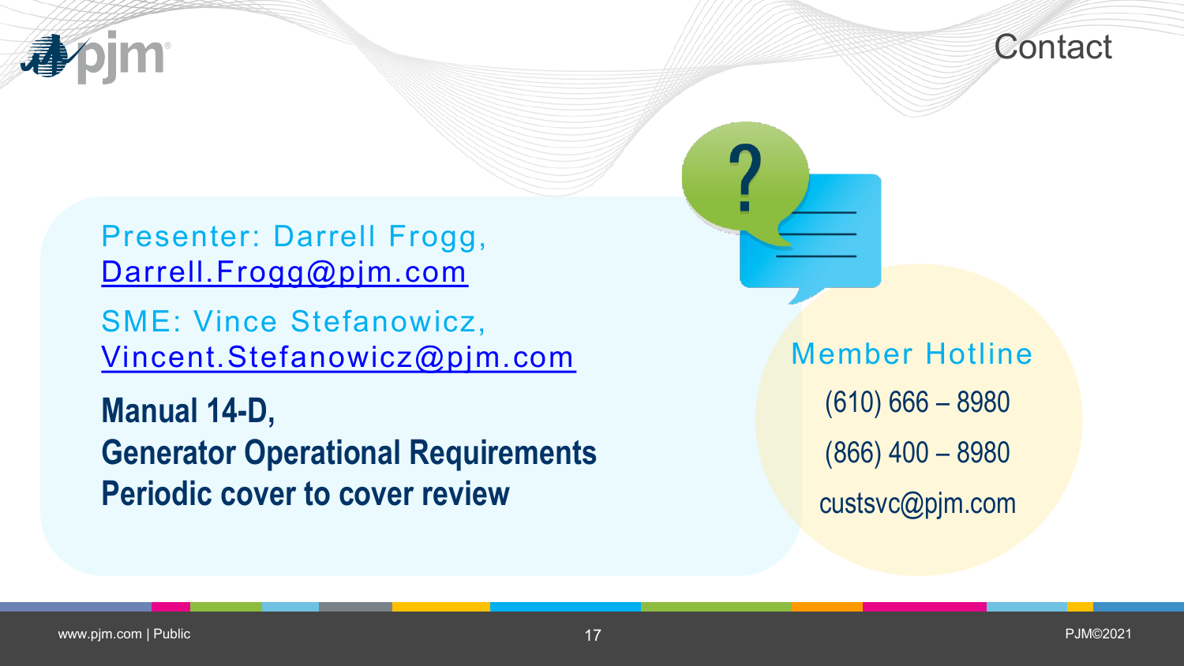# Contact

Presenter: Darrell Frogg, Darrell.Frogg@pjm.com

SME: Vince Stefanowicz, Vincent.Stefanowicz@pjm.com

**Manual 14-D,**
**Generator Operational Requirements**
**Periodic cover to cover review**

Member Hotline

(610) 666 – 8980

(866) 400 – 8980

custsvc@pjm.com